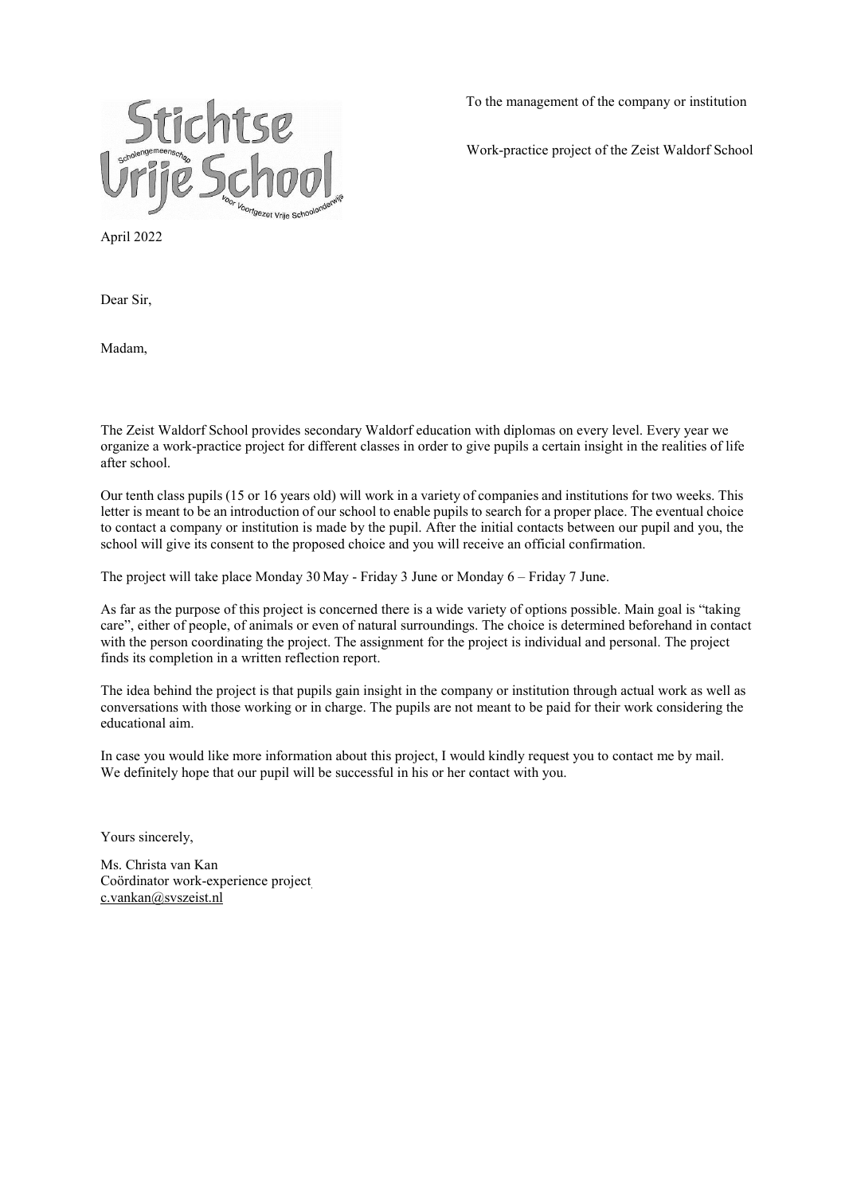Stichtse Vrije School

Scholengemeenschap voor Voortgezet Vrije Schoolonderwijs

To the management of the company or institution

Work-practice project of the Zeist Waldorf School

April 2022

Dear Sir,

Madam,

The Zeist Waldorf School provides secondary Waldorf education with diplomas on every level. Every year we organize a work-practice project for different classes in order to give pupils a certain insight in the realities of life after school.

Our tenth class pupils (15 or 16 years old) will work in a variety of companies and institutions for two weeks. This letter is meant to be an introduction of our school to enable pupils to search for a proper place. The eventual choice to contact a company or institution is made by the pupil. After the initial contacts between our pupil and you, the school will give its consent to the proposed choice and you will receive an official confirmation.

The project will take place Monday 30 May - Friday 3 June or Monday 6 – Friday 7 June.

As far as the purpose of this project is concerned there is a wide variety of options possible. Main goal is "taking care", either of people, of animals or even of natural surroundings. The choice is determined beforehand in contact with the person coordinating the project. The assignment for the project is individual and personal. The project finds its completion in a written reflection report.

The idea behind the project is that pupils gain insight in the company or institution through actual work as well as conversations with those working or in charge. The pupils are not meant to be paid for their work considering the educational aim.

In case you would like more information about this project, I would kindly request you to contact me by mail. We definitely hope that our pupil will be successful in his or her contact with you.

Yours sincerely,

Ms. Christa van Kan  
Coördinator work-experience project  
c.vankan@svszeist.nl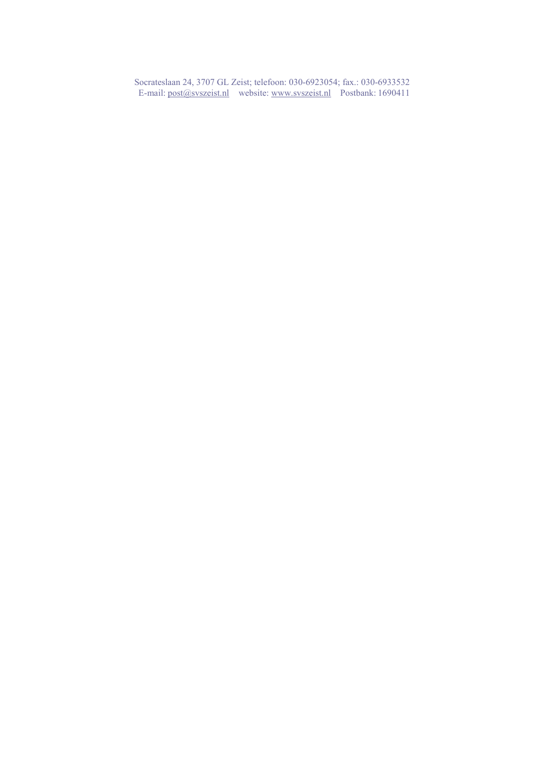Socrateslaan 24, 3707 GL Zeist; telefoon: 030-6923054; fax.: 030-6933532
E-mail: post@svszeist.nl website: www.svszeist.nl Postbank: 1690411